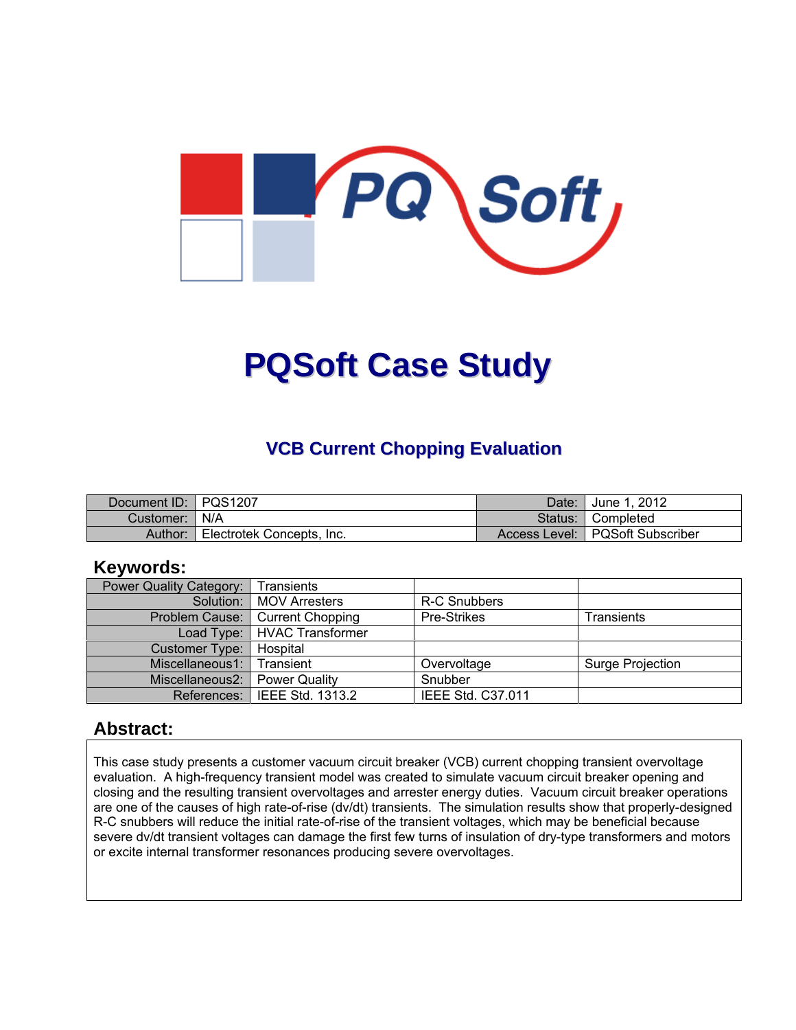# PQSoft Case Study

## VCB Current Chopping Evaluation

| Document ID: | PQS1207 | Date: | June 1, 2012 |
|---|---|---|---|
| Customer: | N/A | Status: | Completed |
| Author: | Electrotek Concepts, Inc. | Access Level: | PQSoft Subscriber |

## Keywords:

| Power Quality Category: | Transients | | |
|---|---|---|---|
| Solution: | MOV Arresters | R-C Snubbers | |
| Problem Cause: | Current Chopping | Pre-Strikes | Transients |
| Load Type: | HVAC Transformer | | |
| Customer Type: | Hospital | | |
| Miscellaneous1: | Transient | Overvoltage | Surge Projection |
| Miscellaneous2: | Power Quality | Snubber | |
| References: | IEEE Std. 1313.2 | IEEE Std. C37.011 | |

## Abstract:

This case study presents a customer vacuum circuit breaker (VCB) current chopping transient overvoltage evaluation. A high-frequency transient model was created to simulate vacuum circuit breaker opening and closing and the resulting transient overvoltages and arrester energy duties. Vacuum circuit breaker operations are one of the causes of high rate-of-rise (dv/dt) transients. The simulation results show that properly-designed R-C snubbers will reduce the initial rate-of-rise of the transient voltages, which may be beneficial because severe dv/dt transient voltages can damage the first few turns of insulation of dry-type transformers and motors or excite internal transformer resonances producing severe overvoltages.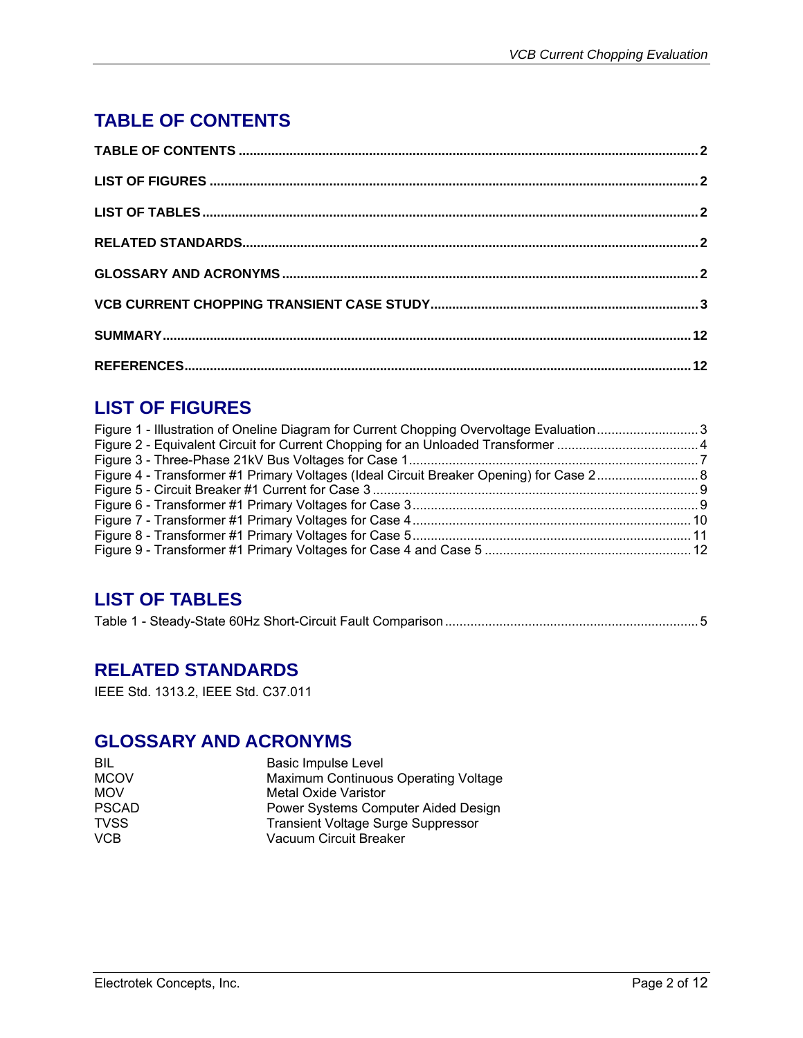# TABLE OF CONTENTS

**TABLE OF CONTENTS** .......... **2**

**LIST OF FIGURES** .......... **2**

**LIST OF TABLES** .......... **2**

**RELATED STANDARDS** .......... **2**

**GLOSSARY AND ACRONYMS** .......... **2**

**VCB CURRENT CHOPPING TRANSIENT CASE STUDY** .......... **3**

**SUMMARY** .......... **12**

**REFERENCES** .......... **12**

# LIST OF FIGURES

Figure 1 - Illustration of Oneline Diagram for Current Chopping Overvoltage Evaluation .......... 3
Figure 2 - Equivalent Circuit for Current Chopping for an Unloaded Transformer .......... 4
Figure 3 - Three-Phase 21kV Bus Voltages for Case 1 .......... 7
Figure 4 - Transformer #1 Primary Voltages (Ideal Circuit Breaker Opening) for Case 2 .......... 8
Figure 5 - Circuit Breaker #1 Current for Case 3 .......... 9
Figure 6 - Transformer #1 Primary Voltages for Case 3 .......... 9
Figure 7 - Transformer #1 Primary Voltages for Case 4 .......... 10
Figure 8 - Transformer #1 Primary Voltages for Case 5 .......... 11
Figure 9 - Transformer #1 Primary Voltages for Case 4 and Case 5 .......... 12

# LIST OF TABLES

Table 1 - Steady-State 60Hz Short-Circuit Fault Comparison .......... 5

# RELATED STANDARDS

IEEE Std. 1313.2, IEEE Std. C37.011

# GLOSSARY AND ACRONYMS

| | |
|---|---|
| BIL | Basic Impulse Level |
| MCOV | Maximum Continuous Operating Voltage |
| MOV | Metal Oxide Varistor |
| PSCAD | Power Systems Computer Aided Design |
| TVSS | Transient Voltage Surge Suppressor |
| VCB | Vacuum Circuit Breaker |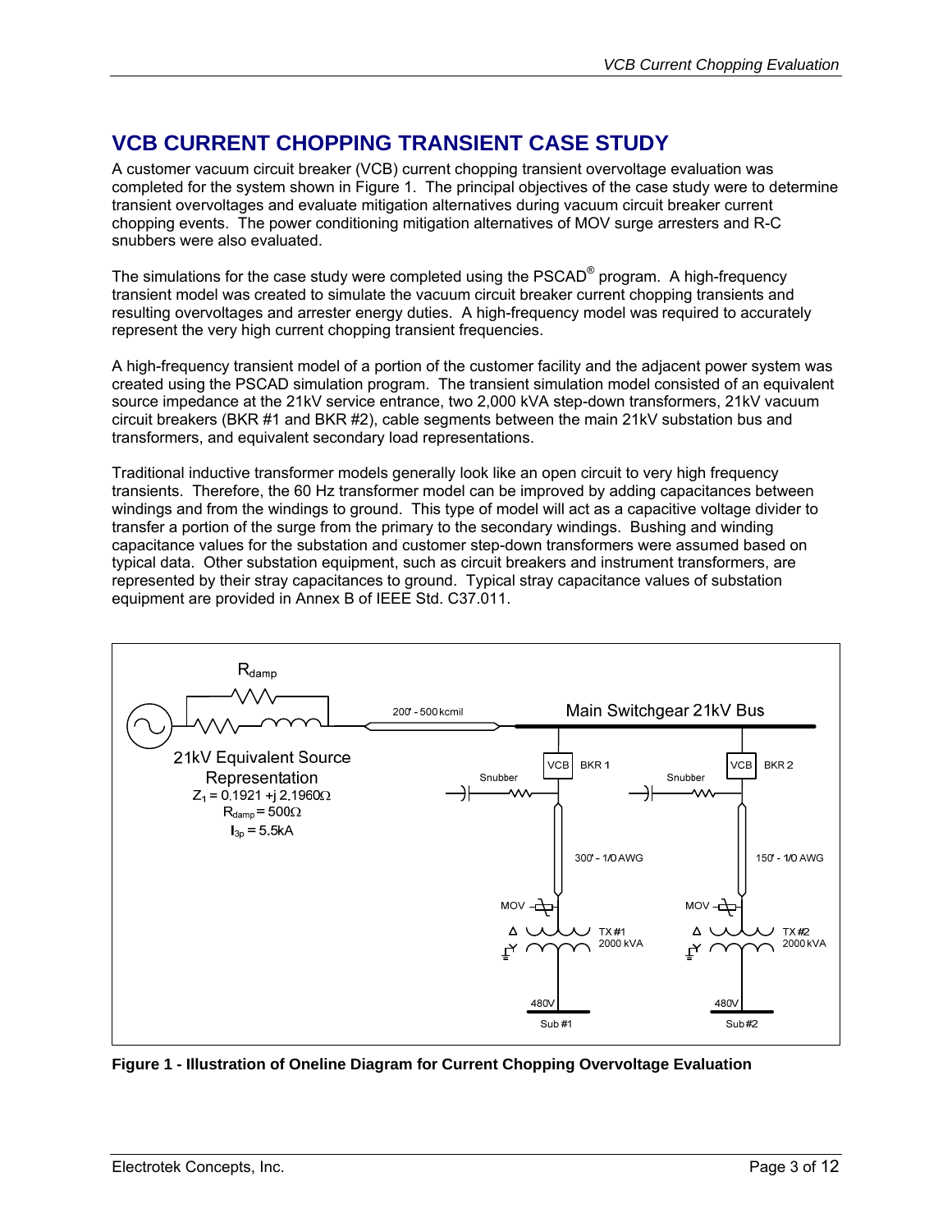## VCB CURRENT CHOPPING TRANSIENT CASE STUDY

A customer vacuum circuit breaker (VCB) current chopping transient overvoltage evaluation was completed for the system shown in Figure 1. The principal objectives of the case study were to determine transient overvoltages and evaluate mitigation alternatives during vacuum circuit breaker current chopping events. The power conditioning mitigation alternatives of MOV surge arresters and R-C snubbers were also evaluated.

The simulations for the case study were completed using the PSCAD® program. A high-frequency transient model was created to simulate the vacuum circuit breaker current chopping transients and resulting overvoltages and arrester energy duties. A high-frequency model was required to accurately represent the very high current chopping transient frequencies.

A high-frequency transient model of a portion of the customer facility and the adjacent power system was created using the PSCAD simulation program. The transient simulation model consisted of an equivalent source impedance at the 21kV service entrance, two 2,000 kVA step-down transformers, 21kV vacuum circuit breakers (BKR #1 and BKR #2), cable segments between the main 21kV substation bus and transformers, and equivalent secondary load representations.

Traditional inductive transformer models generally look like an open circuit to very high frequency transients. Therefore, the 60 Hz transformer model can be improved by adding capacitances between windings and from the windings to ground. This type of model will act as a capacitive voltage divider to transfer a portion of the surge from the primary to the secondary windings. Bushing and winding capacitance values for the substation and customer step-down transformers were assumed based on typical data. Other substation equipment, such as circuit breakers and instrument transformers, are represented by their stray capacitances to ground. Typical stray capacitance values of substation equipment are provided in Annex B of IEEE Std. C37.011.

$R_{damp}$

21kV Equivalent Source Representation

$Z_1 = 0.1921 + j\,2.1960\Omega$

$R_{damp} = 500\Omega$

$I_{3p} = 5.5kA$

200' - 500 kcmil

Main Switchgear 21kV Bus

VCB BKR 1 | VCB BKR 2

Snubber | Snubber

300' - 1/0 AWG | 150' - 1/0 AWG

MOV | MOV

TX #1 2000 kVA | TX #2 2000 kVA

480V Sub #1 | 480V Sub #2

**Figure 1 - Illustration of Oneline Diagram for Current Chopping Overvoltage Evaluation**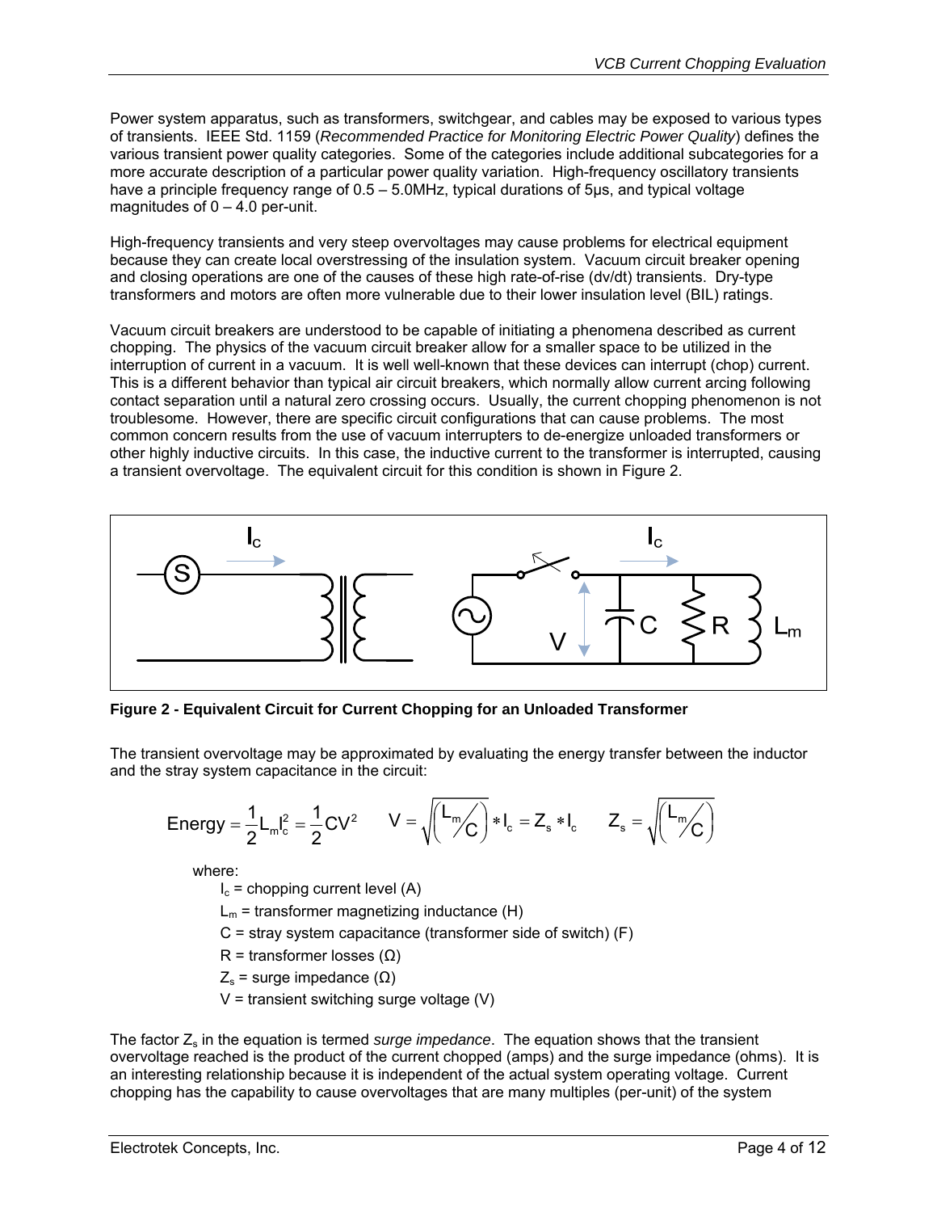Power system apparatus, such as transformers, switchgear, and cables may be exposed to various types of transients. IEEE Std. 1159 (*Recommended Practice for Monitoring Electric Power Quality*) defines the various transient power quality categories. Some of the categories include additional subcategories for a more accurate description of a particular power quality variation. High-frequency oscillatory transients have a principle frequency range of 0.5 – 5.0MHz, typical durations of 5μs, and typical voltage magnitudes of 0 – 4.0 per-unit.

High-frequency transients and very steep overvoltages may cause problems for electrical equipment because they can create local overstressing of the insulation system. Vacuum circuit breaker opening and closing operations are one of the causes of these high rate-of-rise (dv/dt) transients. Dry-type transformers and motors are often more vulnerable due to their lower insulation level (BIL) ratings.

Vacuum circuit breakers are understood to be capable of initiating a phenomena described as current chopping. The physics of the vacuum circuit breaker allow for a smaller space to be utilized in the interruption of current in a vacuum. It is well well-known that these devices can interrupt (chop) current. This is a different behavior than typical air circuit breakers, which normally allow current arcing following contact separation until a natural zero crossing occurs. Usually, the current chopping phenomenon is not troublesome. However, there are specific circuit configurations that can cause problems. The most common concern results from the use of vacuum interrupters to de-energize unloaded transformers or other highly inductive circuits. In this case, the inductive current to the transformer is interrupted, causing a transient overvoltage. The equivalent circuit for this condition is shown in Figure 2.

**Figure 2 - Equivalent Circuit for Current Chopping for an Unloaded Transformer**

The transient overvoltage may be approximated by evaluating the energy transfer between the inductor and the stray system capacitance in the circuit:

$$\text{Energy} = \frac{1}{2} L_m I_c^2 = \frac{1}{2} C V^2 \qquad V = \sqrt{\left(\frac{L_m}{C}\right)} * I_c = Z_s * I_c \qquad Z_s = \sqrt{\left(\frac{L_m}{C}\right)}$$

where:

- $I_c$ = chopping current level (A)
- $L_m$ = transformer magnetizing inductance (H)
- C = stray system capacitance (transformer side of switch) (F)
- R = transformer losses (Ω)
- $Z_s$ = surge impedance (Ω)
- V = transient switching surge voltage (V)

The factor $Z_s$ in the equation is termed *surge impedance*. The equation shows that the transient overvoltage reached is the product of the current chopped (amps) and the surge impedance (ohms). It is an interesting relationship because it is independent of the actual system operating voltage. Current chopping has the capability to cause overvoltages that are many multiples (per-unit) of the system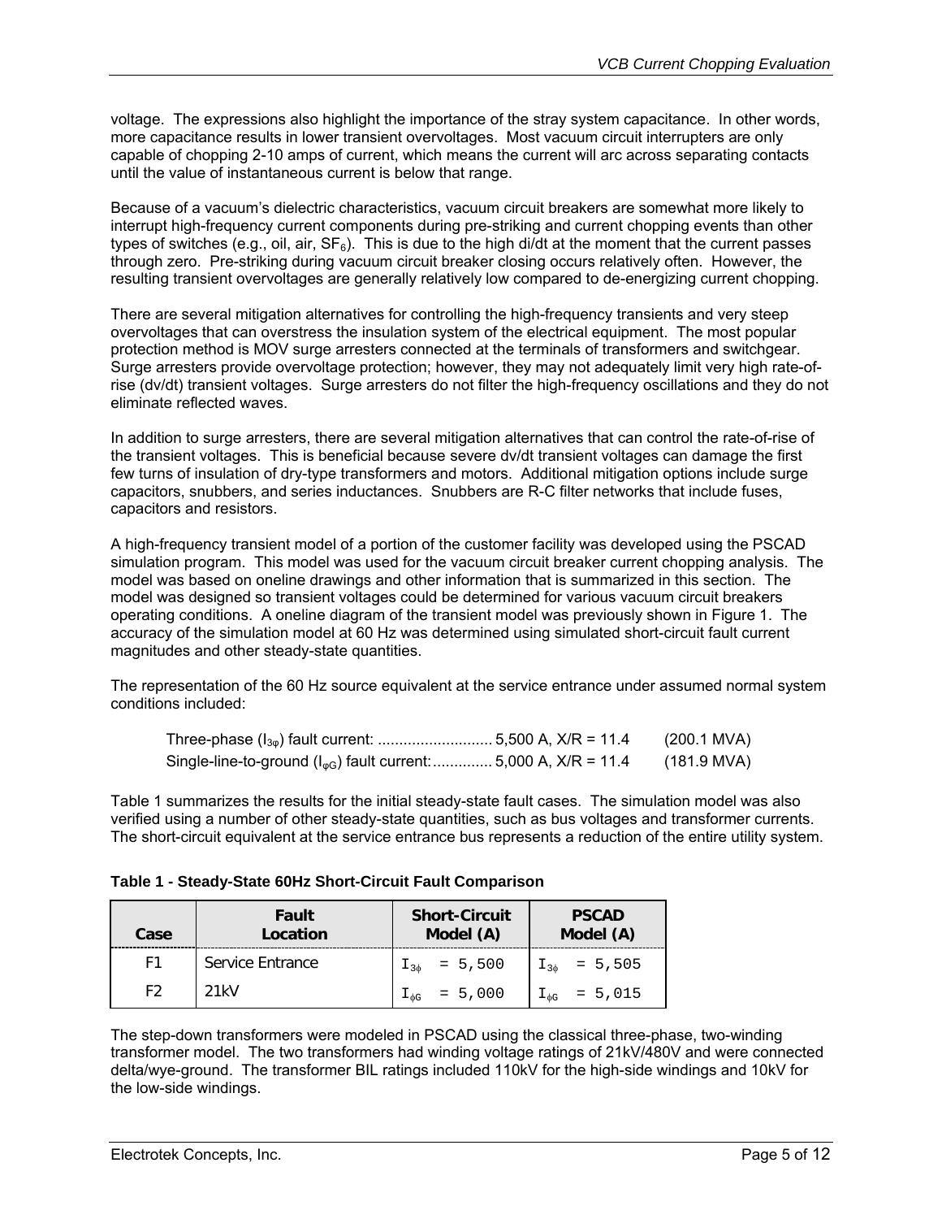voltage. The expressions also highlight the importance of the stray system capacitance. In other words, more capacitance results in lower transient overvoltages. Most vacuum circuit interrupters are only capable of chopping 2-10 amps of current, which means the current will arc across separating contacts until the value of instantaneous current is below that range.

Because of a vacuum's dielectric characteristics, vacuum circuit breakers are somewhat more likely to interrupt high-frequency current components during pre-striking and current chopping events than other types of switches (e.g., oil, air, $SF_6$). This is due to the high di/dt at the moment that the current passes through zero. Pre-striking during vacuum circuit breaker closing occurs relatively often. However, the resulting transient overvoltages are generally relatively low compared to de-energizing current chopping.

There are several mitigation alternatives for controlling the high-frequency transients and very steep overvoltages that can overstress the insulation system of the electrical equipment. The most popular protection method is MOV surge arresters connected at the terminals of transformers and switchgear. Surge arresters provide overvoltage protection; however, they may not adequately limit very high rate-of-rise (dv/dt) transient voltages. Surge arresters do not filter the high-frequency oscillations and they do not eliminate reflected waves.

In addition to surge arresters, there are several mitigation alternatives that can control the rate-of-rise of the transient voltages. This is beneficial because severe dv/dt transient voltages can damage the first few turns of insulation of dry-type transformers and motors. Additional mitigation options include surge capacitors, snubbers, and series inductances. Snubbers are R-C filter networks that include fuses, capacitors and resistors.

A high-frequency transient model of a portion of the customer facility was developed using the PSCAD simulation program. This model was used for the vacuum circuit breaker current chopping analysis. The model was based on oneline drawings and other information that is summarized in this section. The model was designed so transient voltages could be determined for various vacuum circuit breakers operating conditions. A oneline diagram of the transient model was previously shown in Figure 1. The accuracy of the simulation model at 60 Hz was determined using simulated short-circuit fault current magnitudes and other steady-state quantities.

The representation of the 60 Hz source equivalent at the service entrance under assumed normal system conditions included:

Three-phase ($I_{3\varphi}$) fault current: .......................... 5,500 A, X/R = 11.4 (200.1 MVA)
Single-line-to-ground ($I_{\varphi G}$) fault current: .............. 5,000 A, X/R = 11.4 (181.9 MVA)

Table 1 summarizes the results for the initial steady-state fault cases. The simulation model was also verified using a number of other steady-state quantities, such as bus voltages and transformer currents. The short-circuit equivalent at the service entrance bus represents a reduction of the entire utility system.

**Table 1 - Steady-State 60Hz Short-Circuit Fault Comparison**

| Case | Fault Location | Short-Circuit Model (A) | PSCAD Model (A) |
|---|---|---|---|
| F1 | Service Entrance | $I_{3\phi}$ = 5,500 | $I_{3\phi}$ = 5,505 |
| F2 | 21kV | $I_{\phi G}$ = 5,000 | $I_{\phi G}$ = 5,015 |

The step-down transformers were modeled in PSCAD using the classical three-phase, two-winding transformer model. The two transformers had winding voltage ratings of 21kV/480V and were connected delta/wye-ground. The transformer BIL ratings included 110kV for the high-side windings and 10kV for the low-side windings.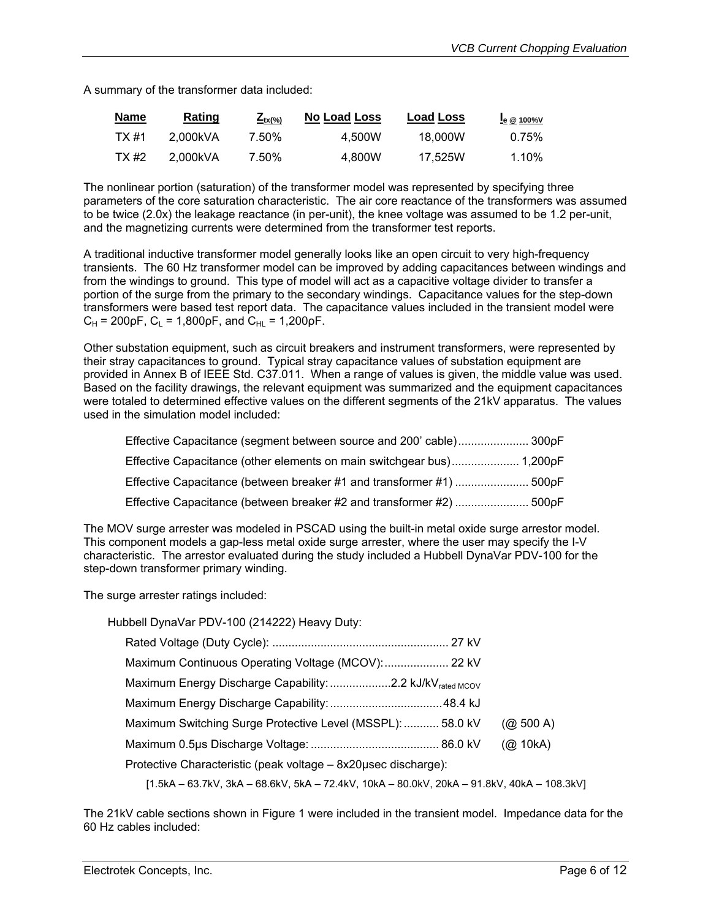A summary of the transformer data included:

| Name | Rating | $Z_{tx(\%)}$ | No Load Loss | Load Loss | $I_{e\ @\ 100\%V}$ |
|---|---|---|---|---|---|
| TX #1 | 2,000kVA | 7.50% | 4,500W | 18,000W | 0.75% |
| TX #2 | 2,000kVA | 7.50% | 4,800W | 17,525W | 1.10% |

The nonlinear portion (saturation) of the transformer model was represented by specifying three parameters of the core saturation characteristic. The air core reactance of the transformers was assumed to be twice (2.0x) the leakage reactance (in per-unit), the knee voltage was assumed to be 1.2 per-unit, and the magnetizing currents were determined from the transformer test reports.

A traditional inductive transformer model generally looks like an open circuit to very high-frequency transients. The 60 Hz transformer model can be improved by adding capacitances between windings and from the windings to ground. This type of model will act as a capacitive voltage divider to transfer a portion of the surge from the primary to the secondary windings. Capacitance values for the step-down transformers were based test report data. The capacitance values included in the transient model were $C_H$ = 200ρF, $C_L$ = 1,800ρF, and $C_{HL}$ = 1,200ρF.

Other substation equipment, such as circuit breakers and instrument transformers, were represented by their stray capacitances to ground. Typical stray capacitance values of substation equipment are provided in Annex B of IEEE Std. C37.011. When a range of values is given, the middle value was used. Based on the facility drawings, the relevant equipment was summarized and the equipment capacitances were totaled to determined effective values on the different segments of the 21kV apparatus. The values used in the simulation model included:

- Effective Capacitance (segment between source and 200' cable)...................... 300ρF
- Effective Capacitance (other elements on main switchgear bus)..................... 1,200ρF
- Effective Capacitance (between breaker #1 and transformer #1) ....................... 500ρF
- Effective Capacitance (between breaker #2 and transformer #2) ....................... 500ρF

The MOV surge arrester was modeled in PSCAD using the built-in metal oxide surge arrestor model. This component models a gap-less metal oxide surge arrester, where the user may specify the I-V characteristic. The arrestor evaluated during the study included a Hubbell DynaVar PDV-100 for the step-down transformer primary winding.

The surge arrester ratings included:

Hubbell DynaVar PDV-100 (214222) Heavy Duty:

- Rated Voltage (Duty Cycle): ....................................................... 27 kV
- Maximum Continuous Operating Voltage (MCOV):.................... 22 kV
- Maximum Energy Discharge Capability: ...................2.2 $kJ/kV_{rated\ MCOV}$
- Maximum Energy Discharge Capability: ...................................48.4 kJ
- Maximum Switching Surge Protective Level (MSSPL): ........... 58.0 kV (@ 500 A)
- Maximum 0.5μs Discharge Voltage: ........................................ 86.0 kV (@ 10kA)
- Protective Characteristic (peak voltage – 8x20μsec discharge):

  [1.5kA – 63.7kV, 3kA – 68.6kV, 5kA – 72.4kV, 10kA – 80.0kV, 20kA – 91.8kV, 40kA – 108.3kV]

The 21kV cable sections shown in Figure 1 were included in the transient model. Impedance data for the 60 Hz cables included: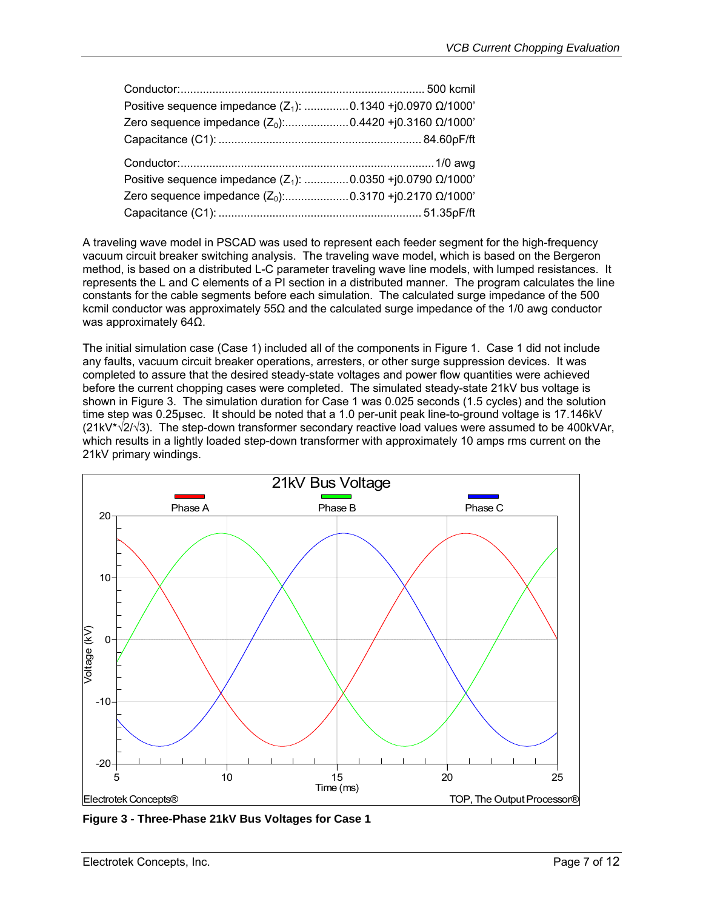Conductor:............................................................................ 500 kcmil
Positive sequence impedance ($Z_1$): .............0.1340 +j0.0970 Ω/1000'
Zero sequence impedance ($Z_0$):....................0.4420 +j0.3160 Ω/1000'
Capacitance (C1): ............................................................... 84.60pF/ft

Conductor:...............................................................................1/0 awg
Positive sequence impedance ($Z_1$): .............0.0350 +j0.0790 Ω/1000'
Zero sequence impedance ($Z_0$):....................0.3170 +j0.2170 Ω/1000'
Capacitance (C1): ............................................................... 51.35pF/ft

A traveling wave model in PSCAD was used to represent each feeder segment for the high-frequency vacuum circuit breaker switching analysis. The traveling wave model, which is based on the Bergeron method, is based on a distributed L-C parameter traveling wave line models, with lumped resistances. It represents the L and C elements of a PI section in a distributed manner. The program calculates the line constants for the cable segments before each simulation. The calculated surge impedance of the 500 kcmil conductor was approximately 55Ω and the calculated surge impedance of the 1/0 awg conductor was approximately 64Ω.

The initial simulation case (Case 1) included all of the components in Figure 1. Case 1 did not include any faults, vacuum circuit breaker operations, arresters, or other surge suppression devices. It was completed to assure that the desired steady-state voltages and power flow quantities were achieved before the current chopping cases were completed. The simulated steady-state 21kV bus voltage is shown in Figure 3. The simulation duration for Case 1 was 0.025 seconds (1.5 cycles) and the solution time step was 0.25μsec. It should be noted that a 1.0 per-unit peak line-to-ground voltage is 17.146kV ($21kV*\sqrt{2}/\sqrt{3}$). The step-down transformer secondary reactive load values were assumed to be 400kVAr, which results in a lightly loaded step-down transformer with approximately 10 amps rms current on the 21kV primary windings.

**Figure 3 - Three-Phase 21kV Bus Voltages for Case 1**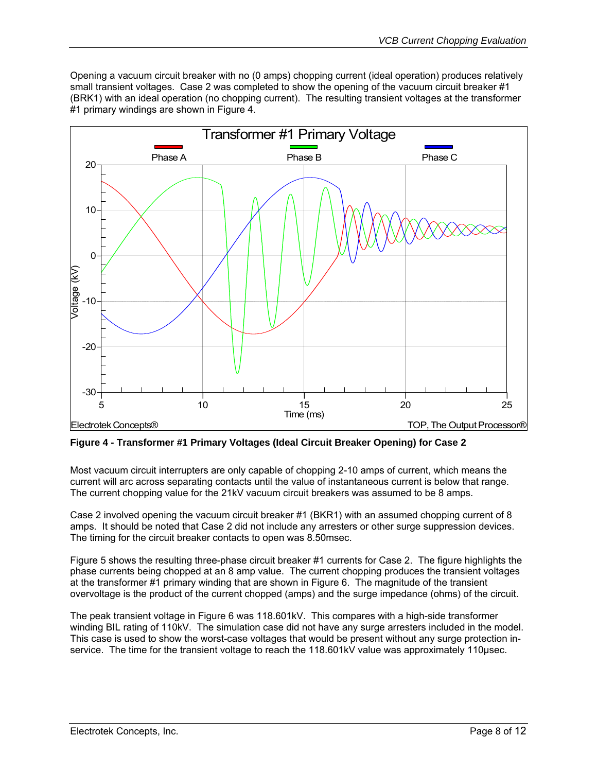Opening a vacuum circuit breaker with no (0 amps) chopping current (ideal operation) produces relatively small transient voltages. Case 2 was completed to show the opening of the vacuum circuit breaker #1 (BRK1) with an ideal operation (no chopping current). The resulting transient voltages at the transformer #1 primary windings are shown in Figure 4.

**Figure 4 - Transformer #1 Primary Voltages (Ideal Circuit Breaker Opening) for Case 2**

Most vacuum circuit interrupters are only capable of chopping 2-10 amps of current, which means the current will arc across separating contacts until the value of instantaneous current is below that range. The current chopping value for the 21kV vacuum circuit breakers was assumed to be 8 amps.

Case 2 involved opening the vacuum circuit breaker #1 (BKR1) with an assumed chopping current of 8 amps. It should be noted that Case 2 did not include any arresters or other surge suppression devices. The timing for the circuit breaker contacts to open was 8.50msec.

Figure 5 shows the resulting three-phase circuit breaker #1 currents for Case 2. The figure highlights the phase currents being chopped at an 8 amp value. The current chopping produces the transient voltages at the transformer #1 primary winding that are shown in Figure 6. The magnitude of the transient overvoltage is the product of the current chopped (amps) and the surge impedance (ohms) of the circuit.

The peak transient voltage in Figure 6 was 118.601kV. This compares with a high-side transformer winding BIL rating of 110kV. The simulation case did not have any surge arresters included in the model. This case is used to show the worst-case voltages that would be present without any surge protection in-service. The time for the transient voltage to reach the 118.601kV value was approximately 110µsec.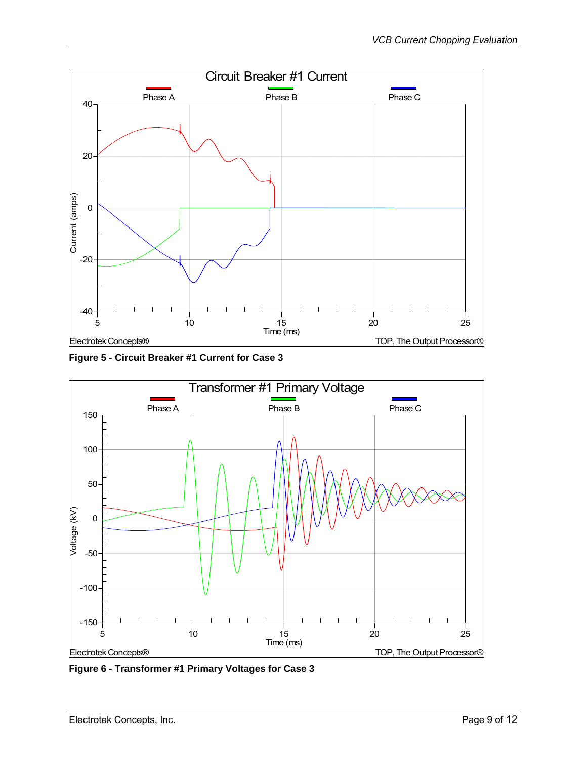**Figure 5 - Circuit Breaker #1 Current for Case 3**

**Figure 6 - Transformer #1 Primary Voltages for Case 3**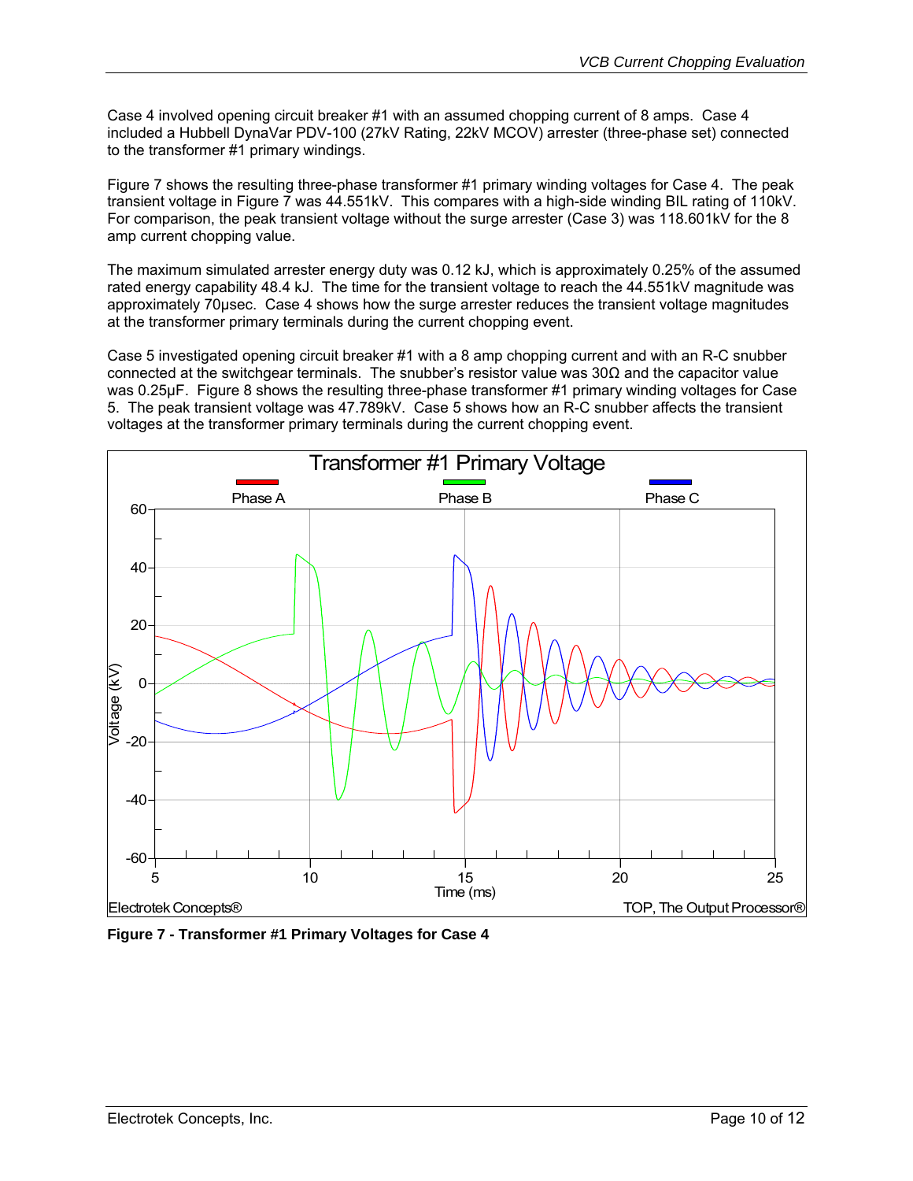Case 4 involved opening circuit breaker #1 with an assumed chopping current of 8 amps. Case 4 included a Hubbell DynaVar PDV-100 (27kV Rating, 22kV MCOV) arrester (three-phase set) connected to the transformer #1 primary windings.

Figure 7 shows the resulting three-phase transformer #1 primary winding voltages for Case 4. The peak transient voltage in Figure 7 was 44.551kV. This compares with a high-side winding BIL rating of 110kV. For comparison, the peak transient voltage without the surge arrester (Case 3) was 118.601kV for the 8 amp current chopping value.

The maximum simulated arrester energy duty was 0.12 kJ, which is approximately 0.25% of the assumed rated energy capability 48.4 kJ. The time for the transient voltage to reach the 44.551kV magnitude was approximately 70µsec. Case 4 shows how the surge arrester reduces the transient voltage magnitudes at the transformer primary terminals during the current chopping event.

Case 5 investigated opening circuit breaker #1 with a 8 amp chopping current and with an R-C snubber connected at the switchgear terminals. The snubber's resistor value was 30Ω and the capacitor value was 0.25µF. Figure 8 shows the resulting three-phase transformer #1 primary winding voltages for Case 5. The peak transient voltage was 47.789kV. Case 5 shows how an R-C snubber affects the transient voltages at the transformer primary terminals during the current chopping event.

**Figure 7 - Transformer #1 Primary Voltages for Case 4**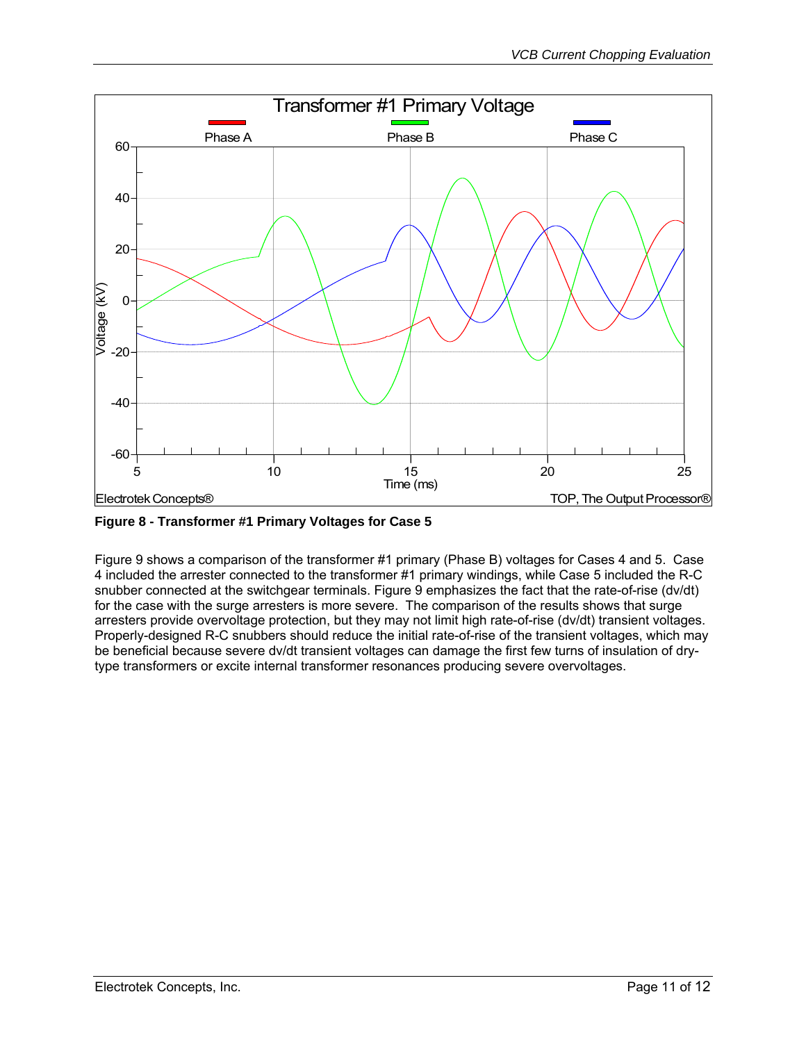**Figure 8 - Transformer #1 Primary Voltages for Case 5**

Figure 9 shows a comparison of the transformer #1 primary (Phase B) voltages for Cases 4 and 5. Case 4 included the arrester connected to the transformer #1 primary windings, while Case 5 included the R-C snubber connected at the switchgear terminals. Figure 9 emphasizes the fact that the rate-of-rise (dv/dt) for the case with the surge arresters is more severe. The comparison of the results shows that surge arresters provide overvoltage protection, but they may not limit high rate-of-rise (dv/dt) transient voltages. Properly-designed R-C snubbers should reduce the initial rate-of-rise of the transient voltages, which may be beneficial because severe dv/dt transient voltages can damage the first few turns of insulation of dry-type transformers or excite internal transformer resonances producing severe overvoltages.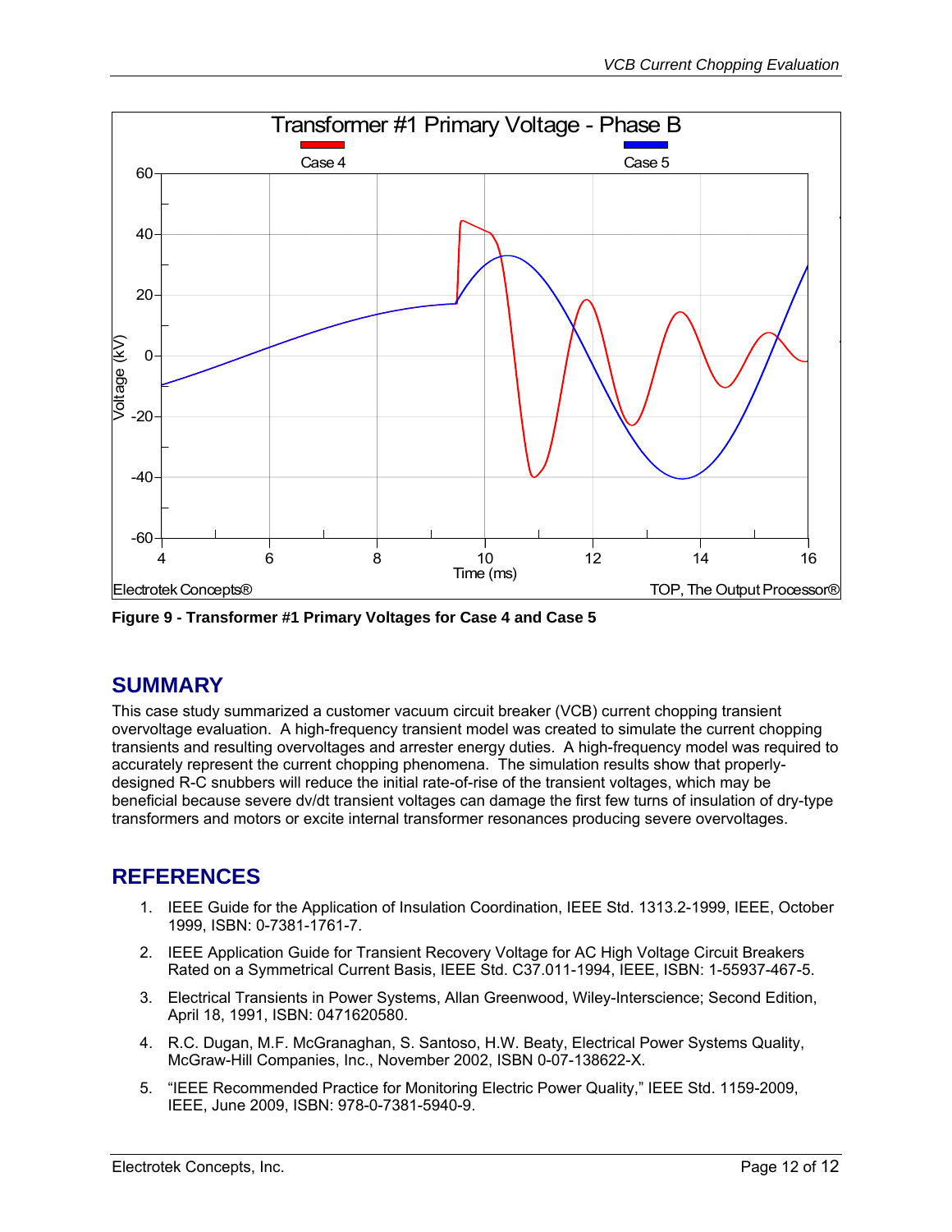Transformer #1 Primary Voltage - Phase B

Case 4

Case 5

Voltage (kV)

60
40
20
0
-20
-40
-60

4
6
8
10
12
14
16

Time (ms)

Electrotek Concepts®

TOP, The Output Processor®

**Figure 9 - Transformer #1 Primary Voltages for Case 4 and Case 5**

## SUMMARY

This case study summarized a customer vacuum circuit breaker (VCB) current chopping transient overvoltage evaluation. A high-frequency transient model was created to simulate the current chopping transients and resulting overvoltages and arrester energy duties. A high-frequency model was required to accurately represent the current chopping phenomena. The simulation results show that properly-designed R-C snubbers will reduce the initial rate-of-rise of the transient voltages, which may be beneficial because severe dv/dt transient voltages can damage the first few turns of insulation of dry-type transformers and motors or excite internal transformer resonances producing severe overvoltages.

## REFERENCES

1. IEEE Guide for the Application of Insulation Coordination, IEEE Std. 1313.2-1999, IEEE, October 1999, ISBN: 0-7381-1761-7.
2. IEEE Application Guide for Transient Recovery Voltage for AC High Voltage Circuit Breakers Rated on a Symmetrical Current Basis, IEEE Std. C37.011-1994, IEEE, ISBN: 1-55937-467-5.
3. Electrical Transients in Power Systems, Allan Greenwood, Wiley-Interscience; Second Edition, April 18, 1991, ISBN: 0471620580.
4. R.C. Dugan, M.F. McGranaghan, S. Santoso, H.W. Beaty, Electrical Power Systems Quality, McGraw-Hill Companies, Inc., November 2002, ISBN 0-07-138622-X.
5. “IEEE Recommended Practice for Monitoring Electric Power Quality,” IEEE Std. 1159-2009, IEEE, June 2009, ISBN: 978-0-7381-5940-9.